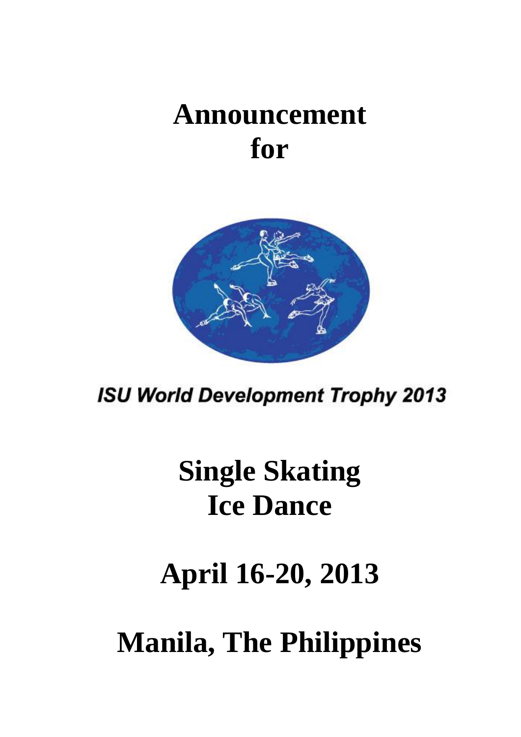# Announcement for

ISU World Development Trophy 2013

# Single Skating
# Ice Dance

# April 16-20, 2013

# Manila, The Philippines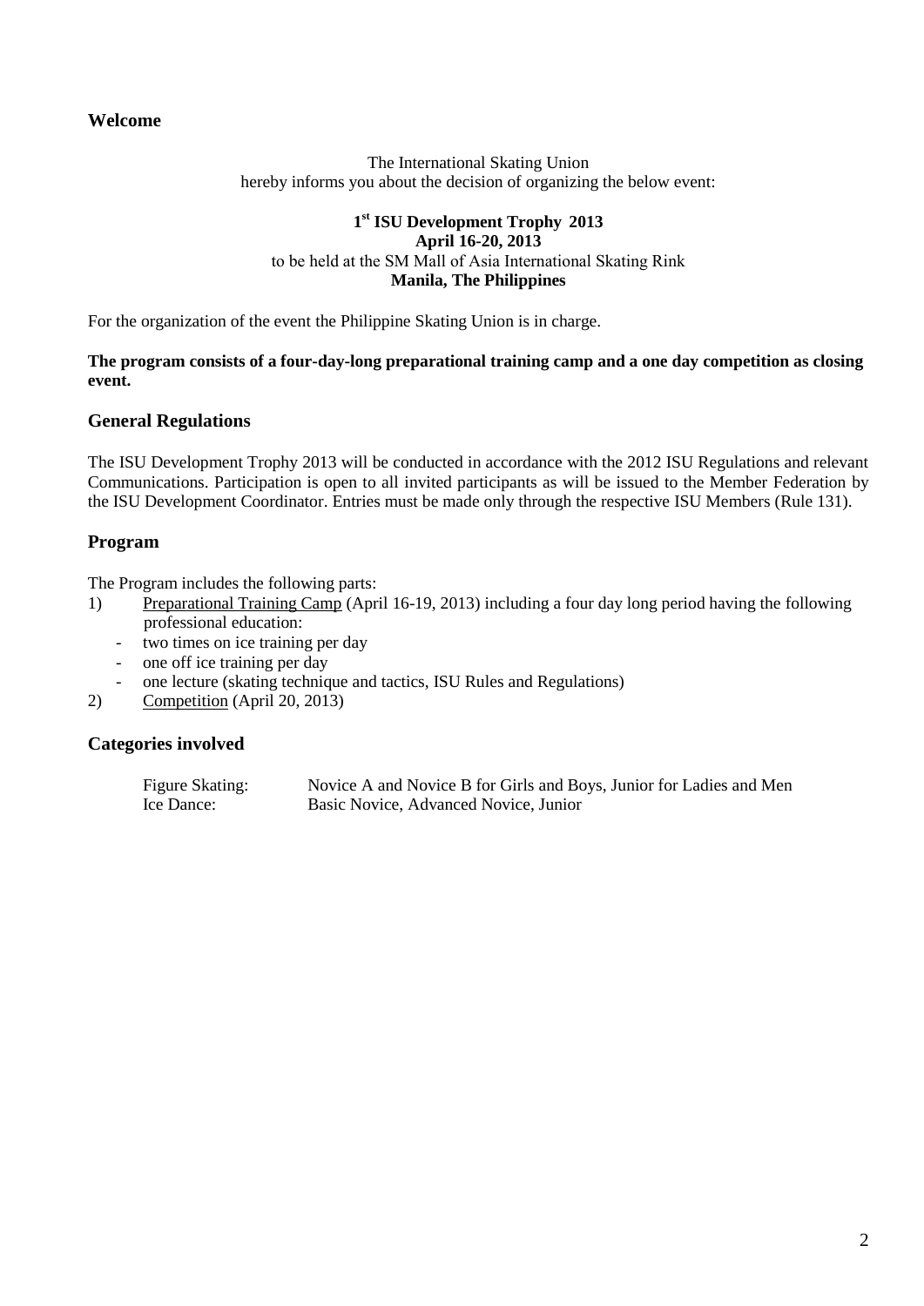## Welcome

The International Skating Union
hereby informs you about the decision of organizing the below event:

**1st ISU Development Trophy 2013**
**April 16-20, 2013**
to be held at the SM Mall of Asia International Skating Rink
**Manila, The Philippines**

For the organization of the event the Philippine Skating Union is in charge.

**The program consists of a four-day-long preparational training camp and a one day competition as closing event.**

## General Regulations

The ISU Development Trophy 2013 will be conducted in accordance with the 2012 ISU Regulations and relevant Communications. Participation is open to all invited participants as will be issued to the Member Federation by the ISU Development Coordinator. Entries must be made only through the respective ISU Members (Rule 131).

## Program

The Program includes the following parts:

1) Preparational Training Camp (April 16-19, 2013) including a four day long period having the following professional education:
   - two times on ice training per day
   - one off ice training per day
   - one lecture (skating technique and tactics, ISU Rules and Regulations)
2) Competition (April 20, 2013)

## Categories involved

| | |
|---|---|
| Figure Skating: | Novice A and Novice B for Girls and Boys, Junior for Ladies and Men |
| Ice Dance: | Basic Novice, Advanced Novice, Junior |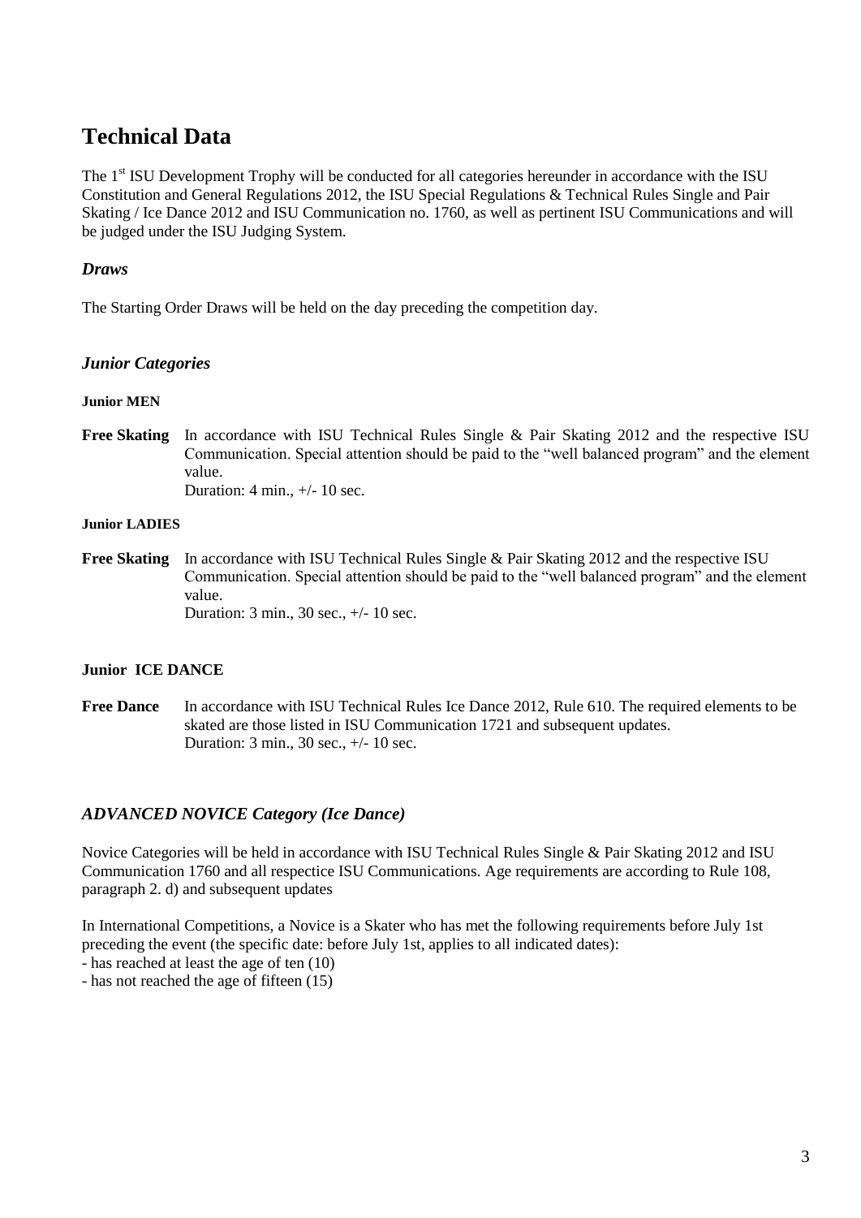# Technical Data

The 1st ISU Development Trophy will be conducted for all categories hereunder in accordance with the ISU Constitution and General Regulations 2012, the ISU Special Regulations & Technical Rules Single and Pair Skating / Ice Dance 2012 and ISU Communication no. 1760, as well as pertinent ISU Communications and will be judged under the ISU Judging System.

### *Draws*

The Starting Order Draws will be held on the day preceding the competition day.

### *Junior Categories*

**Junior MEN**

**Free Skating** In accordance with ISU Technical Rules Single & Pair Skating 2012 and the respective ISU Communication. Special attention should be paid to the "well balanced program" and the element value.
Duration: 4 min., +/- 10 sec.

**Junior LADIES**

**Free Skating** In accordance with ISU Technical Rules Single & Pair Skating 2012 and the respective ISU Communication. Special attention should be paid to the "well balanced program" and the element value.
Duration: 3 min., 30 sec., +/- 10 sec.

**Junior ICE DANCE**

**Free Dance** In accordance with ISU Technical Rules Ice Dance 2012, Rule 610. The required elements to be skated are those listed in ISU Communication 1721 and subsequent updates.
Duration: 3 min., 30 sec., +/- 10 sec.

### *ADVANCED NOVICE Category (Ice Dance)*

Novice Categories will be held in accordance with ISU Technical Rules Single & Pair Skating 2012 and ISU Communication 1760 and all respectice ISU Communications. Age requirements are according to Rule 108, paragraph 2. d) and subsequent updates

In International Competitions, a Novice is a Skater who has met the following requirements before July 1st preceding the event (the specific date: before July 1st, applies to all indicated dates):
- has reached at least the age of ten (10)
- has not reached the age of fifteen (15)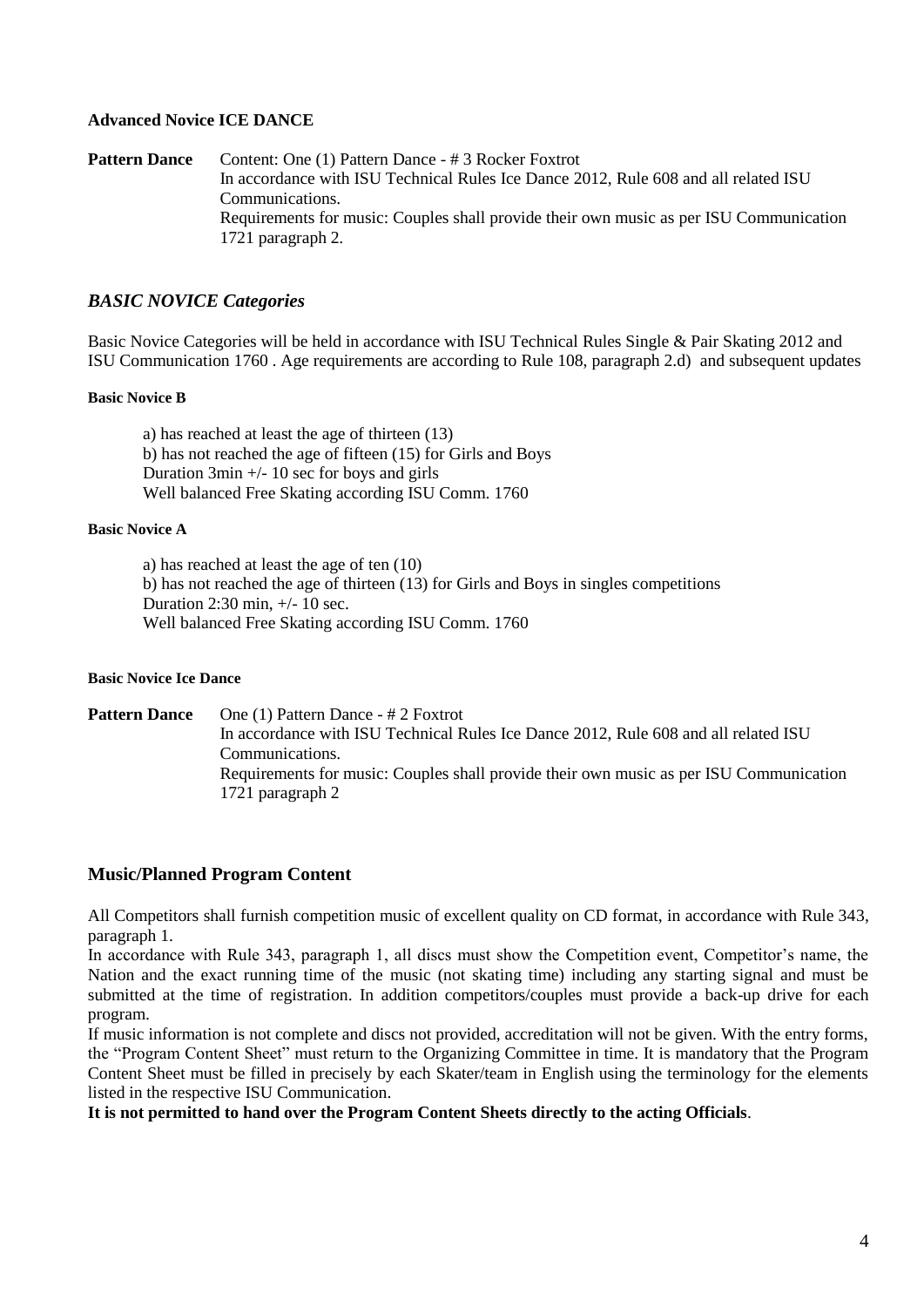### Advanced Novice ICE DANCE

**Pattern Dance** Content: One (1) Pattern Dance - # 3 Rocker Foxtrot
In accordance with ISU Technical Rules Ice Dance 2012, Rule 608 and all related ISU Communications.
Requirements for music: Couples shall provide their own music as per ISU Communication 1721 paragraph 2.

## *BASIC NOVICE Categories*

Basic Novice Categories will be held in accordance with ISU Technical Rules Single & Pair Skating 2012 and ISU Communication 1760 . Age requirements are according to Rule 108, paragraph 2.d) and subsequent updates

#### Basic Novice B

a) has reached at least the age of thirteen (13)
b) has not reached the age of fifteen (15) for Girls and Boys
Duration 3min +/- 10 sec for boys and girls
Well balanced Free Skating according ISU Comm. 1760

#### Basic Novice A

a) has reached at least the age of ten (10)
b) has not reached the age of thirteen (13) for Girls and Boys in singles competitions
Duration 2:30 min, +/- 10 sec.
Well balanced Free Skating according ISU Comm. 1760

#### Basic Novice Ice Dance

**Pattern Dance** One (1) Pattern Dance - # 2 Foxtrot
In accordance with ISU Technical Rules Ice Dance 2012, Rule 608 and all related ISU Communications.
Requirements for music: Couples shall provide their own music as per ISU Communication 1721 paragraph 2

## Music/Planned Program Content

All Competitors shall furnish competition music of excellent quality on CD format, in accordance with Rule 343, paragraph 1.
In accordance with Rule 343, paragraph 1, all discs must show the Competition event, Competitor's name, the Nation and the exact running time of the music (not skating time) including any starting signal and must be submitted at the time of registration. In addition competitors/couples must provide a back-up drive for each program.
If music information is not complete and discs not provided, accreditation will not be given. With the entry forms, the "Program Content Sheet" must return to the Organizing Committee in time. It is mandatory that the Program Content Sheet must be filled in precisely by each Skater/team in English using the terminology for the elements listed in the respective ISU Communication.
**It is not permitted to hand over the Program Content Sheets directly to the acting Officials**.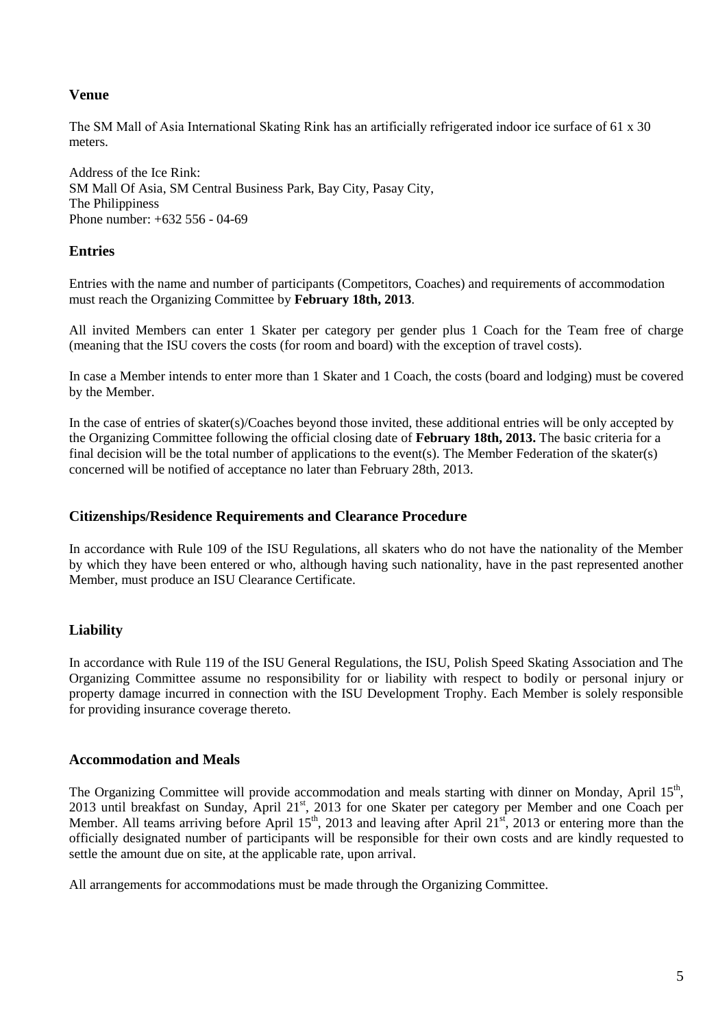## Venue

The SM Mall of Asia International Skating Rink has an artificially refrigerated indoor ice surface of 61 x 30 meters.

Address of the Ice Rink:
SM Mall Of Asia, SM Central Business Park, Bay City, Pasay City,
The Philippiness
Phone number: +632 556 - 04-69

## Entries

Entries with the name and number of participants (Competitors, Coaches) and requirements of accommodation must reach the Organizing Committee by **February 18th, 2013**.

All invited Members can enter 1 Skater per category per gender plus 1 Coach for the Team free of charge (meaning that the ISU covers the costs (for room and board) with the exception of travel costs).

In case a Member intends to enter more than 1 Skater and 1 Coach, the costs (board and lodging) must be covered by the Member.

In the case of entries of skater(s)/Coaches beyond those invited, these additional entries will be only accepted by the Organizing Committee following the official closing date of **February 18th, 2013.** The basic criteria for a final decision will be the total number of applications to the event(s). The Member Federation of the skater(s) concerned will be notified of acceptance no later than February 28th, 2013.

## Citizenships/Residence Requirements and Clearance Procedure

In accordance with Rule 109 of the ISU Regulations, all skaters who do not have the nationality of the Member by which they have been entered or who, although having such nationality, have in the past represented another Member, must produce an ISU Clearance Certificate.

## Liability

In accordance with Rule 119 of the ISU General Regulations, the ISU, Polish Speed Skating Association and The Organizing Committee assume no responsibility for or liability with respect to bodily or personal injury or property damage incurred in connection with the ISU Development Trophy. Each Member is solely responsible for providing insurance coverage thereto.

## Accommodation and Meals

The Organizing Committee will provide accommodation and meals starting with dinner on Monday, April 15th, 2013 until breakfast on Sunday, April 21st, 2013 for one Skater per category per Member and one Coach per Member. All teams arriving before April 15th, 2013 and leaving after April 21st, 2013 or entering more than the officially designated number of participants will be responsible for their own costs and are kindly requested to settle the amount due on site, at the applicable rate, upon arrival.

All arrangements for accommodations must be made through the Organizing Committee.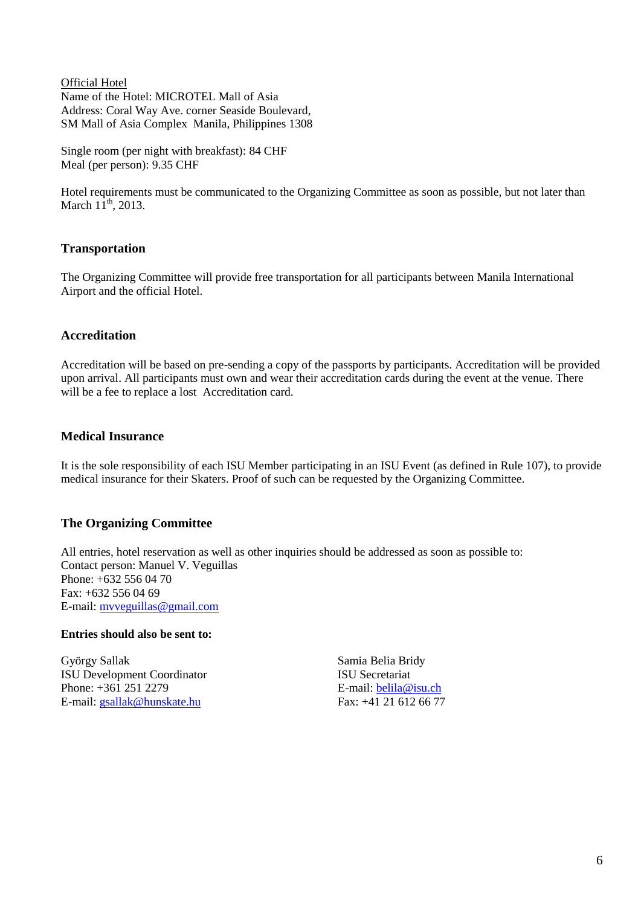Official Hotel
Name of the Hotel: MICROTEL Mall of Asia
Address: Coral Way Ave. corner Seaside Boulevard,
SM Mall of Asia Complex Manila, Philippines 1308

Single room (per night with breakfast): 84 CHF
Meal (per person): 9.35 CHF

Hotel requirements must be communicated to the Organizing Committee as soon as possible, but not later than March 11th, 2013.

### Transportation

The Organizing Committee will provide free transportation for all participants between Manila International Airport and the official Hotel.

### Accreditation

Accreditation will be based on pre-sending a copy of the passports by participants. Accreditation will be provided upon arrival. All participants must own and wear their accreditation cards during the event at the venue. There will be a fee to replace a lost Accreditation card.

### Medical Insurance

It is the sole responsibility of each ISU Member participating in an ISU Event (as defined in Rule 107), to provide medical insurance for their Skaters. Proof of such can be requested by the Organizing Committee.

### The Organizing Committee

All entries, hotel reservation as well as other inquiries should be addressed as soon as possible to:
Contact person: Manuel V. Veguillas
Phone: +632 556 04 70
Fax: +632 556 04 69
E-mail: mvveguillas@gmail.com

**Entries should also be sent to:**

György Sallak
ISU Development Coordinator
Phone: +361 251 2279
E-mail: gsallak@hunskate.hu

Samia Belia Bridy
ISU Secretariat
E-mail: belila@isu.ch
Fax: +41 21 612 66 77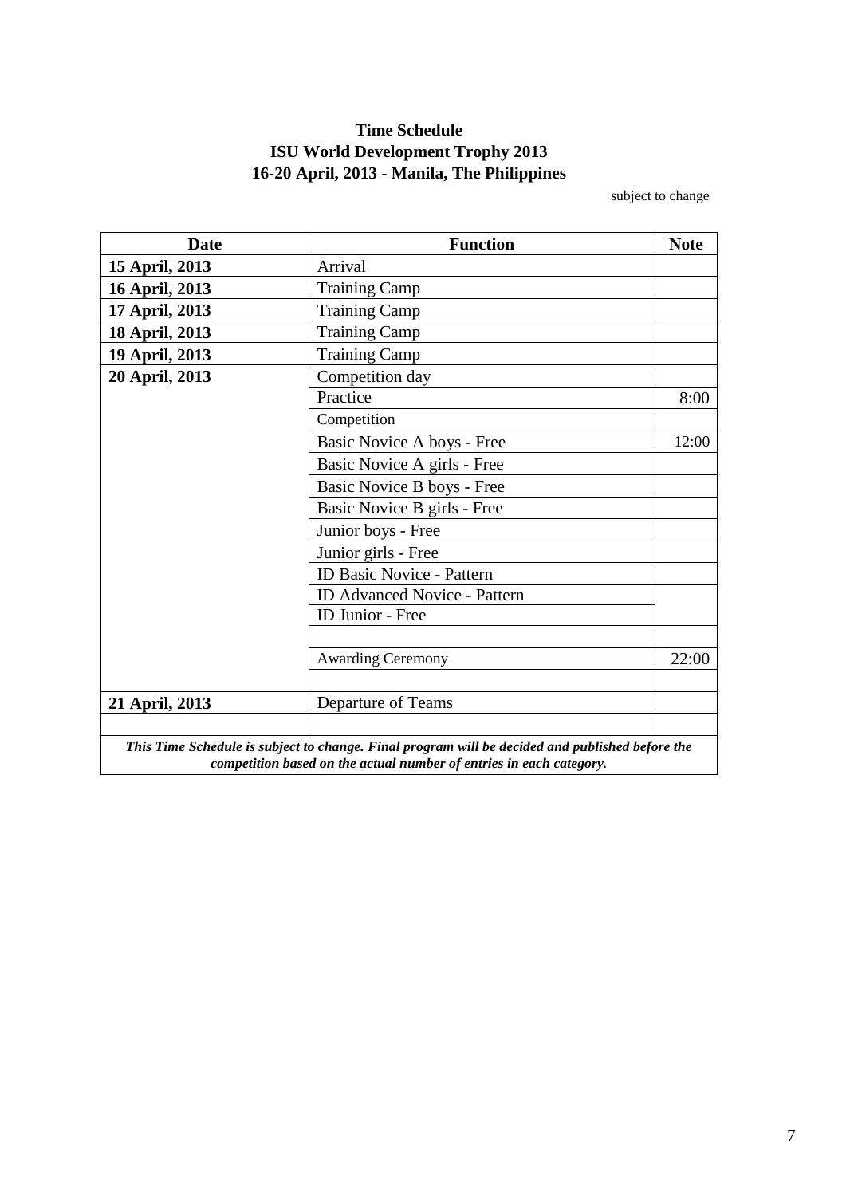**Time Schedule**
**ISU World Development Trophy 2013**
**16-20 April, 2013 - Manila, The Philippines**

subject to change

| Date | Function | Note |
|---|---|---|
| **15 April, 2013** | Arrival | |
| **16 April, 2013** | Training Camp | |
| **17 April, 2013** | Training Camp | |
| **18 April, 2013** | Training Camp | |
| **19 April, 2013** | Training Camp | |
| **20 April, 2013** | Competition day | |
| | Practice | 8:00 |
| | Competition | |
| | Basic Novice A boys - Free | 12:00 |
| | Basic Novice A girls - Free | |
| | Basic Novice B boys - Free | |
| | Basic Novice B girls - Free | |
| | Junior boys - Free | |
| | Junior girls - Free | |
| | ID Basic Novice - Pattern | |
| | ID Advanced Novice - Pattern | |
| | ID Junior - Free | |
| | | |
| | Awarding Ceremony | 22:00 |
| | | |
| **21 April, 2013** | Departure of Teams | |
| | | |

***This Time Schedule is subject to change. Final program will be decided and published before the competition based on the actual number of entries in each category.***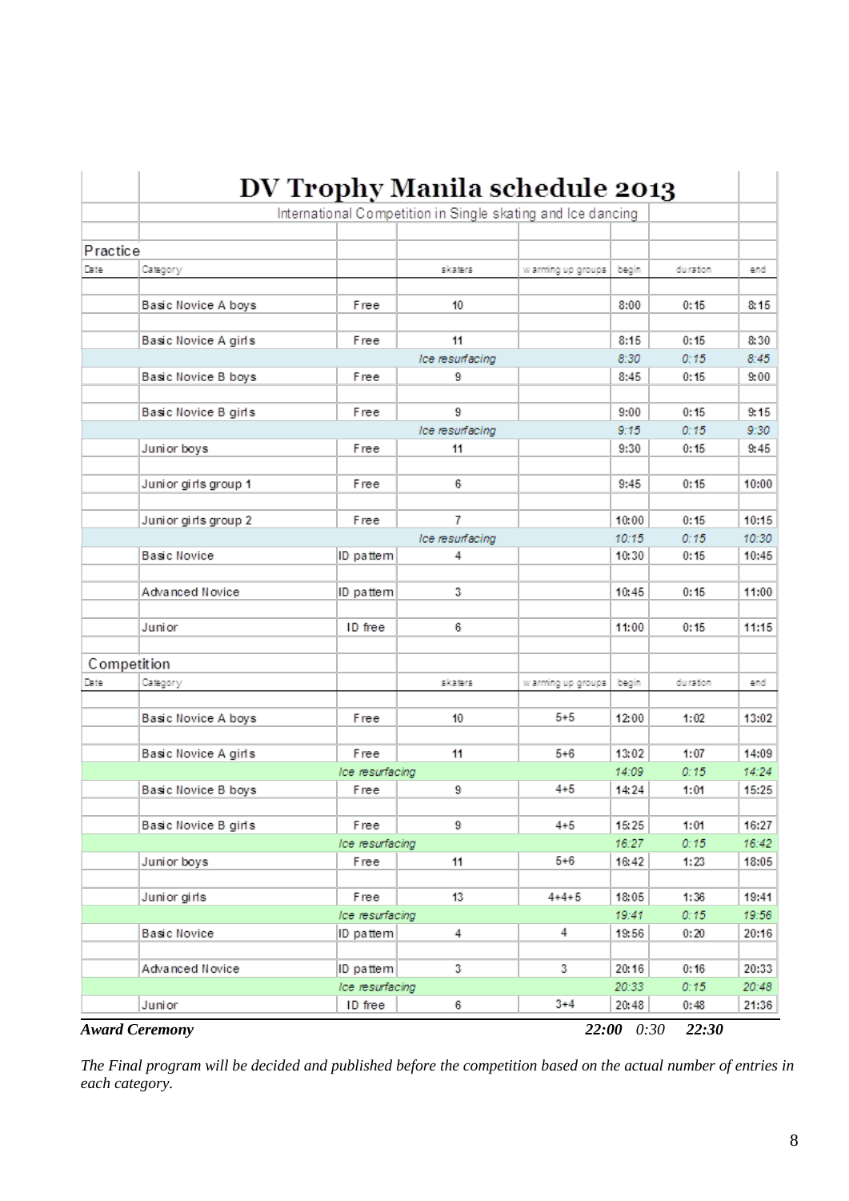# DV Trophy Manila schedule 2013

International Competition in Single skating and Ice dancing

| Date | Category | | skaters | warming up groups | begin | duration | end |
|---|---|---|---|---|---|---|---|
| **Practice** | | | | | | | |
| | Basic Novice A boys | Free | 10 | | 8:00 | 0:15 | 8:15 |
| | Basic Novice A girls | Free | 11 | | 8:15 | 0:15 | 8:30 |
| | | | *Ice resurfacing* | | *8:30* | *0:15* | *8:45* |
| | Basic Novice B boys | Free | 9 | | 8:45 | 0:15 | 9:00 |
| | Basic Novice B girls | Free | 9 | | 9:00 | 0:15 | 9:15 |
| | | | *Ice resurfacing* | | *9:15* | *0:15* | *9:30* |
| | Junior boys | Free | 11 | | 9:30 | 0:15 | 9:45 |
| | Junior girls group 1 | Free | 6 | | 9:45 | 0:15 | 10:00 |
| | Junior girls group 2 | Free | 7 | | 10:00 | 0:15 | 10:15 |
| | | | *Ice resurfacing* | | *10:15* | *0:15* | *10:30* |
| | Basic Novice | ID pattern | 4 | | 10:30 | 0:15 | 10:45 |
| | Advanced Novice | ID pattern | 3 | | 10:45 | 0:15 | 11:00 |
| | Junior | ID free | 6 | | 11:00 | 0:15 | 11:15 |
| **Competition** | | | | | | | |
| Date | Category | | skaters | warming up groups | begin | duration | end |
| | Basic Novice A boys | Free | 10 | 5+5 | 12:00 | 1:02 | 13:02 |
| | Basic Novice A girls | Free | 11 | 5+6 | 13:02 | 1:07 | 14:09 |
| | | *Ice resurfacing* | | | *14:09* | *0:15* | *14:24* |
| | Basic Novice B boys | Free | 9 | 4+5 | 14:24 | 1:01 | 15:25 |
| | Basic Novice B girls | Free | 9 | 4+5 | 15:25 | 1:01 | 16:27 |
| | | *Ice resurfacing* | | | *16:27* | *0:15* | *16:42* |
| | Junior boys | Free | 11 | 5+6 | 16:42 | 1:23 | 18:05 |
| | Junior girls | Free | 13 | 4+4+5 | 18:05 | 1:36 | 19:41 |
| | | *Ice resurfacing* | | | *19:41* | *0:15* | *19:56* |
| | Basic Novice | ID pattern | 4 | 4 | 19:56 | 0:20 | 20:16 |
| | Advanced Novice | ID pattern | 3 | 3 | 20:16 | 0:16 | 20:33 |
| | | *Ice resurfacing* | | | *20:33* | *0:15* | *20:48* |
| | Junior | ID free | 6 | 3+4 | 20:48 | 0:48 | 21:36 |
| ***Award Ceremony*** | | | | | ***22:00*** | *0:30* | ***22:30*** |

*The Final program will be decided and published before the competition based on the actual number of entries in each category.*